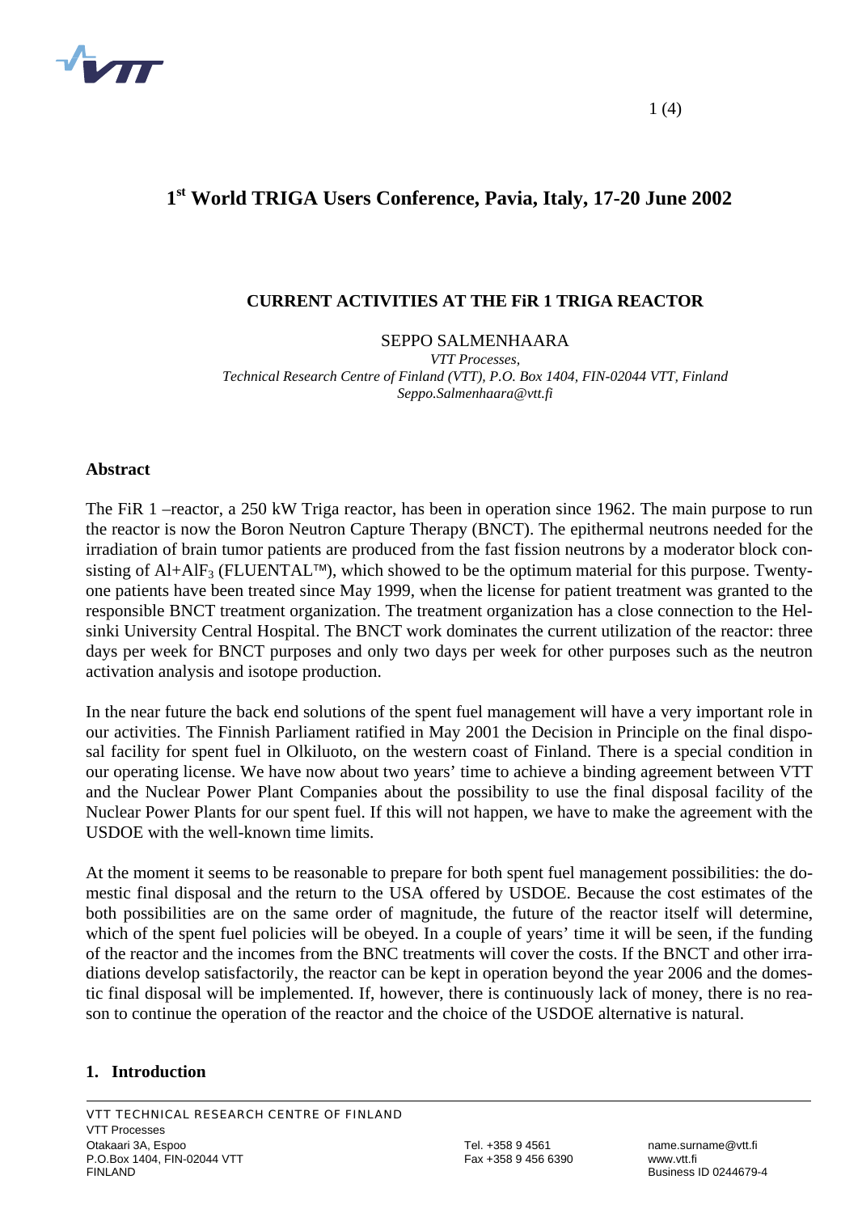# 1st World TRIGA Users Conference, Pavia, Italy, 17-20 June 2002

## CURRENT ACTIVITIES AT THE FiR 1 TRIGA REACTOR

SEPPO SALMENHAARA

*VTT Processes,*
*Technical Research Centre of Finland (VTT), P.O. Box 1404, FIN-02044 VTT, Finland*
*Seppo.Salmenhaara@vtt.fi*

### Abstract

The FiR 1 –reactor, a 250 kW Triga reactor, has been in operation since 1962. The main purpose to run the reactor is now the Boron Neutron Capture Therapy (BNCT). The epithermal neutrons needed for the irradiation of brain tumor patients are produced from the fast fission neutrons by a moderator block consisting of Al+$AlF_3$ (FLUENTAL™), which showed to be the optimum material for this purpose. Twenty-one patients have been treated since May 1999, when the license for patient treatment was granted to the responsible BNCT treatment organization. The treatment organization has a close connection to the Helsinki University Central Hospital. The BNCT work dominates the current utilization of the reactor: three days per week for BNCT purposes and only two days per week for other purposes such as the neutron activation analysis and isotope production.

In the near future the back end solutions of the spent fuel management will have a very important role in our activities. The Finnish Parliament ratified in May 2001 the Decision in Principle on the final disposal facility for spent fuel in Olkiluoto, on the western coast of Finland. There is a special condition in our operating license. We have now about two years' time to achieve a binding agreement between VTT and the Nuclear Power Plant Companies about the possibility to use the final disposal facility of the Nuclear Power Plants for our spent fuel. If this will not happen, we have to make the agreement with the USDOE with the well-known time limits.

At the moment it seems to be reasonable to prepare for both spent fuel management possibilities: the domestic final disposal and the return to the USA offered by USDOE. Because the cost estimates of the both possibilities are on the same order of magnitude, the future of the reactor itself will determine, which of the spent fuel policies will be obeyed. In a couple of years' time it will be seen, if the funding of the reactor and the incomes from the BNC treatments will cover the costs. If the BNCT and other irradiations develop satisfactorily, the reactor can be kept in operation beyond the year 2006 and the domestic final disposal will be implemented. If, however, there is continuously lack of money, there is no reason to continue the operation of the reactor and the choice of the USDOE alternative is natural.

### 1. Introduction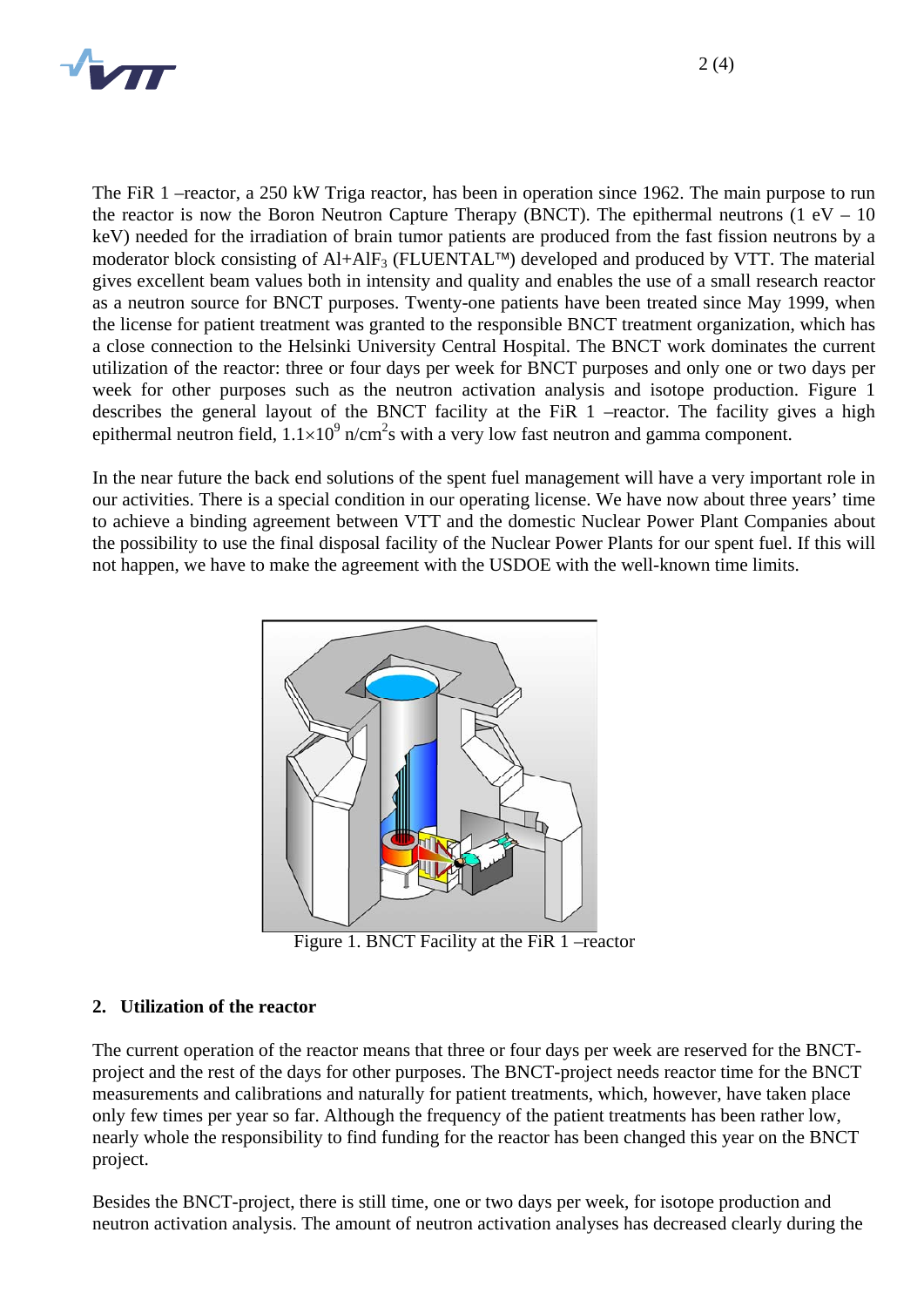The FiR 1 –reactor, a 250 kW Triga reactor, has been in operation since 1962. The main purpose to run the reactor is now the Boron Neutron Capture Therapy (BNCT). The epithermal neutrons (1 eV – 10 keV) needed for the irradiation of brain tumor patients are produced from the fast fission neutrons by a moderator block consisting of Al+$AlF_3$ (FLUENTAL™) developed and produced by VTT. The material gives excellent beam values both in intensity and quality and enables the use of a small research reactor as a neutron source for BNCT purposes. Twenty-one patients have been treated since May 1999, when the license for patient treatment was granted to the responsible BNCT treatment organization, which has a close connection to the Helsinki University Central Hospital. The BNCT work dominates the current utilization of the reactor: three or four days per week for BNCT purposes and only one or two days per week for other purposes such as the neutron activation analysis and isotope production. Figure 1 describes the general layout of the BNCT facility at the FiR 1 –reactor. The facility gives a high epithermal neutron field, $1.1 \times 10^9$ n/cm$^2$s with a very low fast neutron and gamma component.

In the near future the back end solutions of the spent fuel management will have a very important role in our activities. There is a special condition in our operating license. We have now about three years' time to achieve a binding agreement between VTT and the domestic Nuclear Power Plant Companies about the possibility to use the final disposal facility of the Nuclear Power Plants for our spent fuel. If this will not happen, we have to make the agreement with the USDOE with the well-known time limits.

Figure 1. BNCT Facility at the FiR 1 –reactor

## 2. Utilization of the reactor

The current operation of the reactor means that three or four days per week are reserved for the BNCT-project and the rest of the days for other purposes. The BNCT-project needs reactor time for the BNCT measurements and calibrations and naturally for patient treatments, which, however, have taken place only few times per year so far. Although the frequency of the patient treatments has been rather low, nearly whole the responsibility to find funding for the reactor has been changed this year on the BNCT project.

Besides the BNCT-project, there is still time, one or two days per week, for isotope production and neutron activation analysis. The amount of neutron activation analyses has decreased clearly during the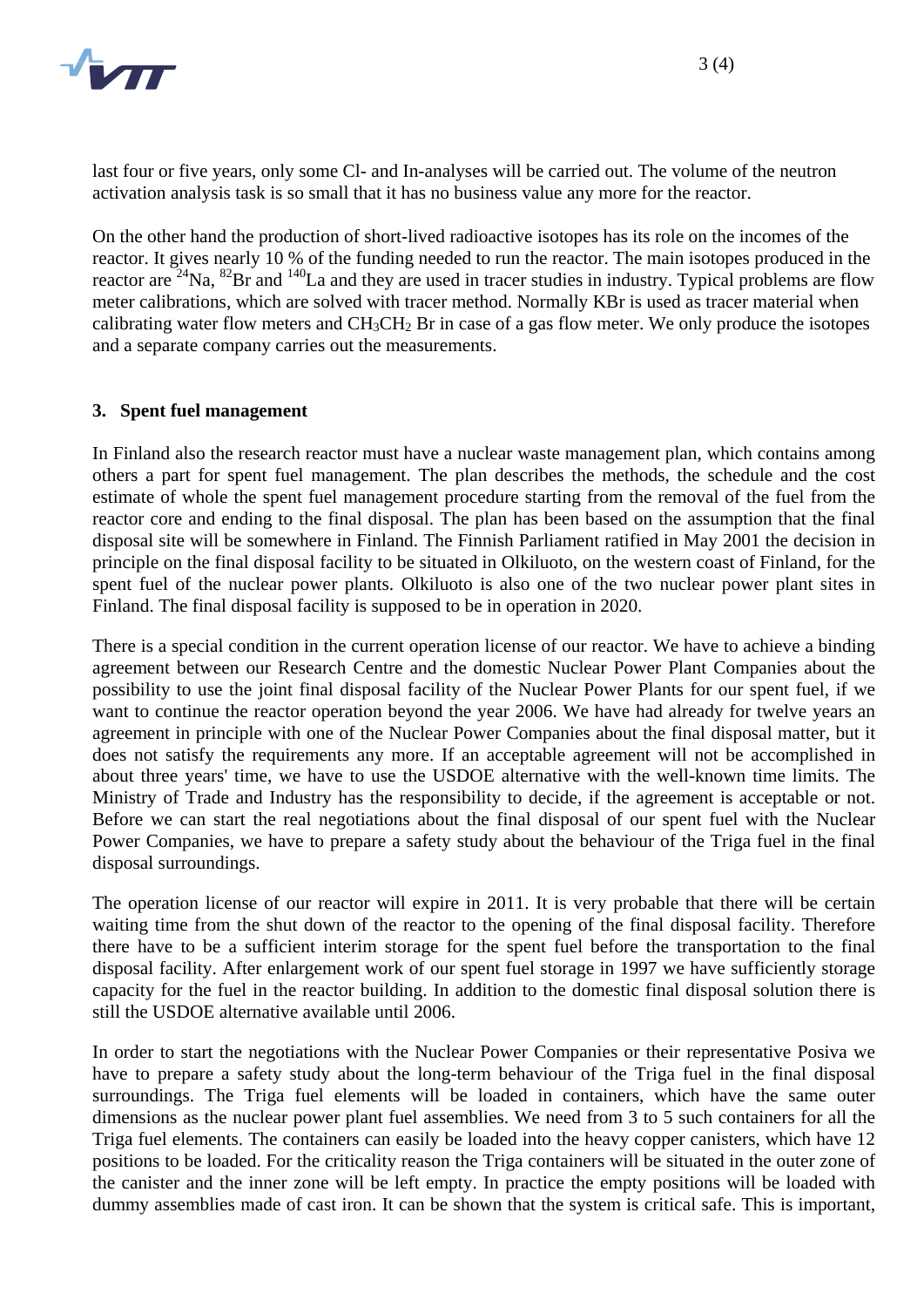last four or five years, only some Cl- and In-analyses will be carried out. The volume of the neutron activation analysis task is so small that it has no business value any more for the reactor.

On the other hand the production of short-lived radioactive isotopes has its role on the incomes of the reactor. It gives nearly 10 % of the funding needed to run the reactor. The main isotopes produced in the reactor are $^{24}Na$, $^{82}Br$ and $^{140}La$ and they are used in tracer studies in industry. Typical problems are flow meter calibrations, which are solved with tracer method. Normally KBr is used as tracer material when calibrating water flow meters and $CH_3CH_2$ Br in case of a gas flow meter. We only produce the isotopes and a separate company carries out the measurements.

## 3. Spent fuel management

In Finland also the research reactor must have a nuclear waste management plan, which contains among others a part for spent fuel management. The plan describes the methods, the schedule and the cost estimate of whole the spent fuel management procedure starting from the removal of the fuel from the reactor core and ending to the final disposal. The plan has been based on the assumption that the final disposal site will be somewhere in Finland. The Finnish Parliament ratified in May 2001 the decision in principle on the final disposal facility to be situated in Olkiluoto, on the western coast of Finland, for the spent fuel of the nuclear power plants. Olkiluoto is also one of the two nuclear power plant sites in Finland. The final disposal facility is supposed to be in operation in 2020.

There is a special condition in the current operation license of our reactor. We have to achieve a binding agreement between our Research Centre and the domestic Nuclear Power Plant Companies about the possibility to use the joint final disposal facility of the Nuclear Power Plants for our spent fuel, if we want to continue the reactor operation beyond the year 2006. We have had already for twelve years an agreement in principle with one of the Nuclear Power Companies about the final disposal matter, but it does not satisfy the requirements any more. If an acceptable agreement will not be accomplished in about three years' time, we have to use the USDOE alternative with the well-known time limits. The Ministry of Trade and Industry has the responsibility to decide, if the agreement is acceptable or not. Before we can start the real negotiations about the final disposal of our spent fuel with the Nuclear Power Companies, we have to prepare a safety study about the behaviour of the Triga fuel in the final disposal surroundings.

The operation license of our reactor will expire in 2011. It is very probable that there will be certain waiting time from the shut down of the reactor to the opening of the final disposal facility. Therefore there have to be a sufficient interim storage for the spent fuel before the transportation to the final disposal facility. After enlargement work of our spent fuel storage in 1997 we have sufficiently storage capacity for the fuel in the reactor building. In addition to the domestic final disposal solution there is still the USDOE alternative available until 2006.

In order to start the negotiations with the Nuclear Power Companies or their representative Posiva we have to prepare a safety study about the long-term behaviour of the Triga fuel in the final disposal surroundings. The Triga fuel elements will be loaded in containers, which have the same outer dimensions as the nuclear power plant fuel assemblies. We need from 3 to 5 such containers for all the Triga fuel elements. The containers can easily be loaded into the heavy copper canisters, which have 12 positions to be loaded. For the criticality reason the Triga containers will be situated in the outer zone of the canister and the inner zone will be left empty. In practice the empty positions will be loaded with dummy assemblies made of cast iron. It can be shown that the system is critical safe. This is important,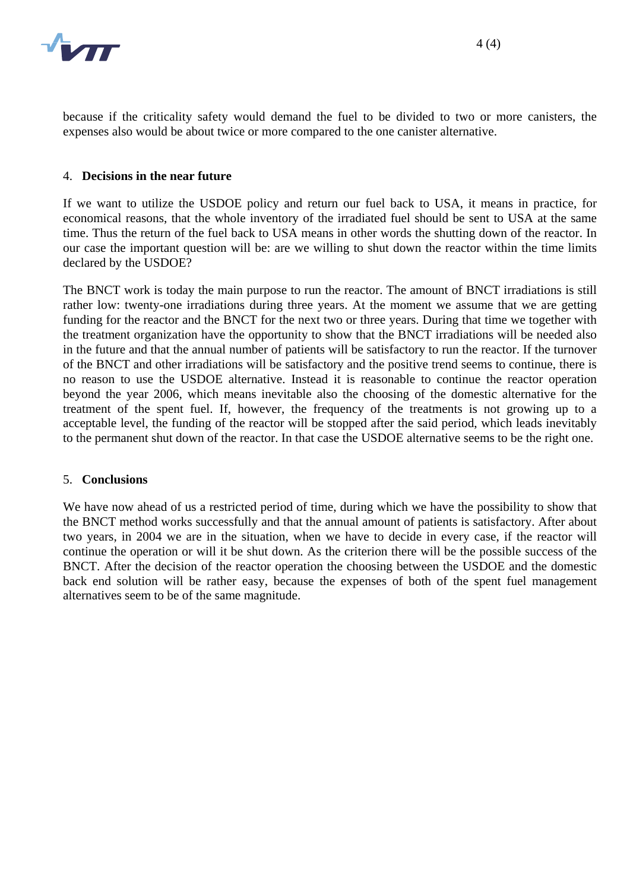because if the criticality safety would demand the fuel to be divided to two or more canisters, the expenses also would be about twice or more compared to the one canister alternative.

## 4. Decisions in the near future

If we want to utilize the USDOE policy and return our fuel back to USA, it means in practice, for economical reasons, that the whole inventory of the irradiated fuel should be sent to USA at the same time. Thus the return of the fuel back to USA means in other words the shutting down of the reactor. In our case the important question will be: are we willing to shut down the reactor within the time limits declared by the USDOE?

The BNCT work is today the main purpose to run the reactor. The amount of BNCT irradiations is still rather low: twenty-one irradiations during three years. At the moment we assume that we are getting funding for the reactor and the BNCT for the next two or three years. During that time we together with the treatment organization have the opportunity to show that the BNCT irradiations will be needed also in the future and that the annual number of patients will be satisfactory to run the reactor. If the turnover of the BNCT and other irradiations will be satisfactory and the positive trend seems to continue, there is no reason to use the USDOE alternative. Instead it is reasonable to continue the reactor operation beyond the year 2006, which means inevitable also the choosing of the domestic alternative for the treatment of the spent fuel. If, however, the frequency of the treatments is not growing up to a acceptable level, the funding of the reactor will be stopped after the said period, which leads inevitably to the permanent shut down of the reactor. In that case the USDOE alternative seems to be the right one.

## 5. Conclusions

We have now ahead of us a restricted period of time, during which we have the possibility to show that the BNCT method works successfully and that the annual amount of patients is satisfactory. After about two years, in 2004 we are in the situation, when we have to decide in every case, if the reactor will continue the operation or will it be shut down. As the criterion there will be the possible success of the BNCT. After the decision of the reactor operation the choosing between the USDOE and the domestic back end solution will be rather easy, because the expenses of both of the spent fuel management alternatives seem to be of the same magnitude.